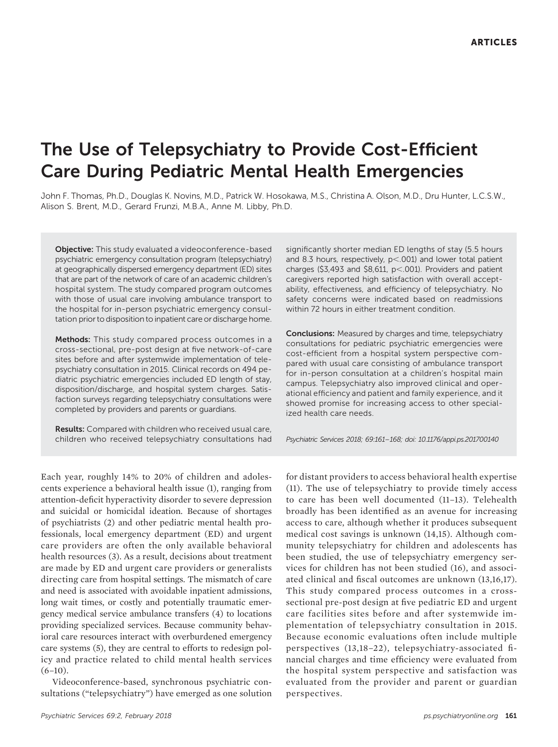ARTICLES

# The Use of Telepsychiatry to Provide Cost-Efficient Care During Pediatric Mental Health Emergencies

John F. Thomas, Ph.D., Douglas K. Novins, M.D., Patrick W. Hosokawa, M.S., Christina A. Olson, M.D., Dru Hunter, L.C.S.W., Alison S. Brent, M.D., Gerard Frunzi, M.B.A., Anne M. Libby, Ph.D.

**Objective:** This study evaluated a videoconference-based psychiatric emergency consultation program (telepsychiatry) at geographically dispersed emergency department (ED) sites that are part of the network of care of an academic children's hospital system. The study compared program outcomes with those of usual care involving ambulance transport to the hospital for in-person psychiatric emergency consultation prior to disposition to inpatient care or discharge home.

**Methods:** This study compared process outcomes in a cross-sectional, pre-post design at five network-of-care sites before and after systemwide implementation of telepsychiatry consultation in 2015. Clinical records on 494 pediatric psychiatric emergencies included ED length of stay, disposition/discharge, and hospital system charges. Satisfaction surveys regarding telepsychiatry consultations were completed by providers and parents or guardians.

**Results:** Compared with children who received usual care, children who received telepsychiatry consultations had significantly shorter median ED lengths of stay (5.5 hours and 8.3 hours, respectively, $p<.001$) and lower total patient charges (\$3,493 and \$8,611, $p<.001$). Providers and patient caregivers reported high satisfaction with overall acceptability, effectiveness, and efficiency of telepsychiatry. No safety concerns were indicated based on readmissions within 72 hours in either treatment condition.

**Conclusions:** Measured by charges and time, telepsychiatry consultations for pediatric psychiatric emergencies were cost-efficient from a hospital system perspective compared with usual care consisting of ambulance transport for in-person consultation at a children's hospital main campus. Telepsychiatry also improved clinical and operational efficiency and patient and family experience, and it showed promise for increasing access to other specialized health care needs.

*Psychiatric Services 2018; 69:161–168; doi: 10.1176/appi.ps.201700140*

Each year, roughly 14% to 20% of children and adolescents experience a behavioral health issue (1), ranging from attention-deficit hyperactivity disorder to severe depression and suicidal or homicidal ideation. Because of shortages of psychiatrists (2) and other pediatric mental health professionals, local emergency department (ED) and urgent care providers are often the only available behavioral health resources (3). As a result, decisions about treatment are made by ED and urgent care providers or generalists directing care from hospital settings. The mismatch of care and need is associated with avoidable inpatient admissions, long wait times, or costly and potentially traumatic emergency medical service ambulance transfers (4) to locations providing specialized services. Because community behavioral care resources interact with overburdened emergency care systems (5), they are central to efforts to redesign policy and practice related to child mental health services (6–10).

Videoconference-based, synchronous psychiatric consultations ("telepsychiatry") have emerged as one solution for distant providers to access behavioral health expertise (11). The use of telepsychiatry to provide timely access to care has been well documented (11–13). Telehealth broadly has been identified as an avenue for increasing access to care, although whether it produces subsequent medical cost savings is unknown (14,15). Although community telepsychiatry for children and adolescents has been studied, the use of telepsychiatry emergency services for children has not been studied (16), and associated clinical and fiscal outcomes are unknown (13,16,17). This study compared process outcomes in a cross-sectional pre-post design at five pediatric ED and urgent care facilities sites before and after systemwide implementation of telepsychiatry consultation in 2015. Because economic evaluations often include multiple perspectives (13,18–22), telepsychiatry-associated financial charges and time efficiency were evaluated from the hospital system perspective and satisfaction was evaluated from the provider and parent or guardian perspectives.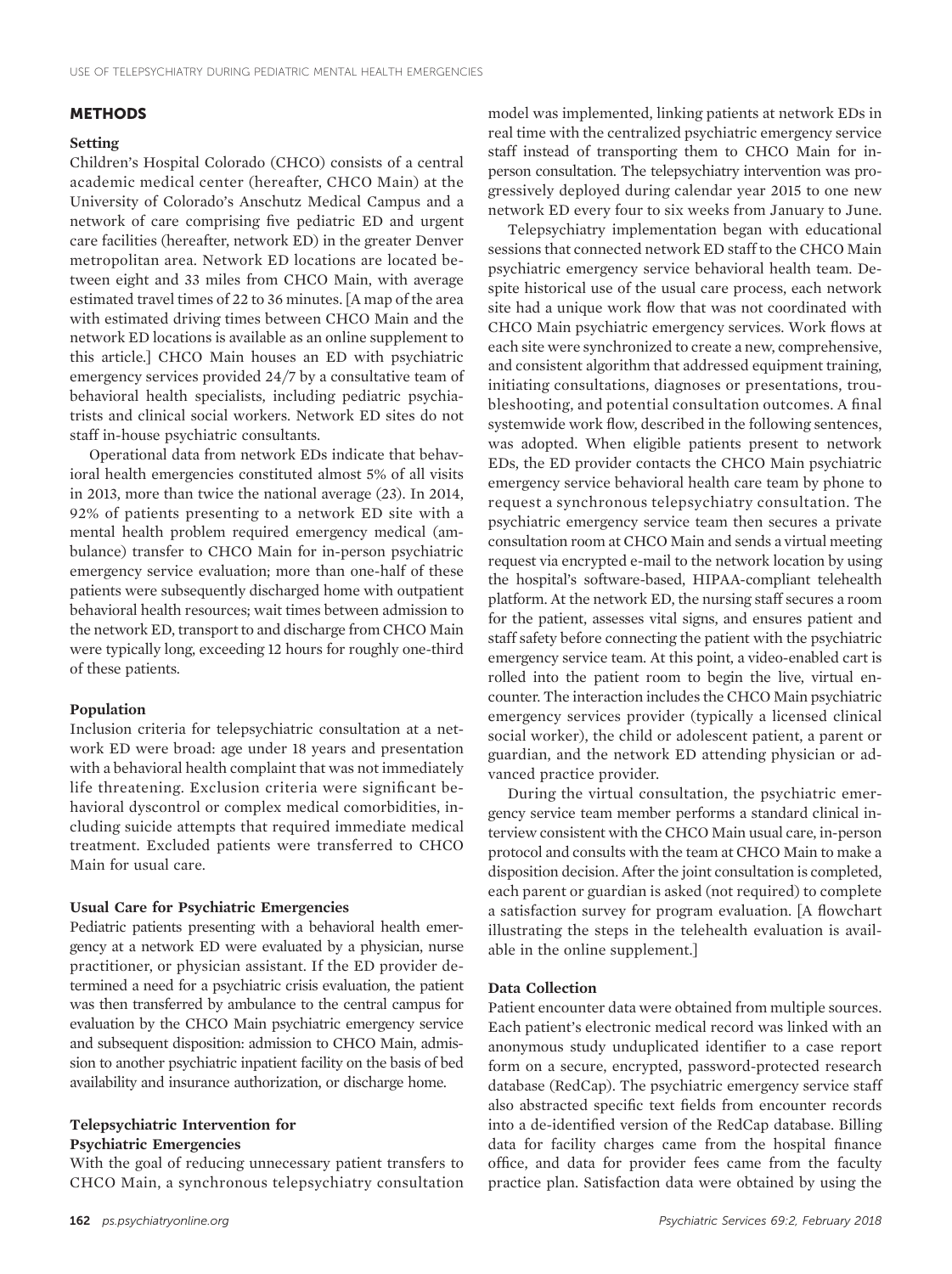## METHODS

### Setting

Children's Hospital Colorado (CHCO) consists of a central academic medical center (hereafter, CHCO Main) at the University of Colorado's Anschutz Medical Campus and a network of care comprising five pediatric ED and urgent care facilities (hereafter, network ED) in the greater Denver metropolitan area. Network ED locations are located between eight and 33 miles from CHCO Main, with average estimated travel times of 22 to 36 minutes. [A map of the area with estimated driving times between CHCO Main and the network ED locations is available as an online supplement to this article.] CHCO Main houses an ED with psychiatric emergency services provided 24/7 by a consultative team of behavioral health specialists, including pediatric psychiatrists and clinical social workers. Network ED sites do not staff in-house psychiatric consultants.

Operational data from network EDs indicate that behavioral health emergencies constituted almost 5% of all visits in 2013, more than twice the national average (23). In 2014, 92% of patients presenting to a network ED site with a mental health problem required emergency medical (ambulance) transfer to CHCO Main for in-person psychiatric emergency service evaluation; more than one-half of these patients were subsequently discharged home with outpatient behavioral health resources; wait times between admission to the network ED, transport to and discharge from CHCO Main were typically long, exceeding 12 hours for roughly one-third of these patients.

### Population

Inclusion criteria for telepsychiatric consultation at a network ED were broad: age under 18 years and presentation with a behavioral health complaint that was not immediately life threatening. Exclusion criteria were significant behavioral dyscontrol or complex medical comorbidities, including suicide attempts that required immediate medical treatment. Excluded patients were transferred to CHCO Main for usual care.

### Usual Care for Psychiatric Emergencies

Pediatric patients presenting with a behavioral health emergency at a network ED were evaluated by a physician, nurse practitioner, or physician assistant. If the ED provider determined a need for a psychiatric crisis evaluation, the patient was then transferred by ambulance to the central campus for evaluation by the CHCO Main psychiatric emergency service and subsequent disposition: admission to CHCO Main, admission to another psychiatric inpatient facility on the basis of bed availability and insurance authorization, or discharge home.

### Telepsychiatric Intervention for Psychiatric Emergencies

With the goal of reducing unnecessary patient transfers to CHCO Main, a synchronous telepsychiatry consultation model was implemented, linking patients at network EDs in real time with the centralized psychiatric emergency service staff instead of transporting them to CHCO Main for in-person consultation. The telepsychiatry intervention was progressively deployed during calendar year 2015 to one new network ED every four to six weeks from January to June.

Telepsychiatry implementation began with educational sessions that connected network ED staff to the CHCO Main psychiatric emergency service behavioral health team. Despite historical use of the usual care process, each network site had a unique work flow that was not coordinated with CHCO Main psychiatric emergency services. Work flows at each site were synchronized to create a new, comprehensive, and consistent algorithm that addressed equipment training, initiating consultations, diagnoses or presentations, troubleshooting, and potential consultation outcomes. A final systemwide work flow, described in the following sentences, was adopted. When eligible patients present to network EDs, the ED provider contacts the CHCO Main psychiatric emergency service behavioral health care team by phone to request a synchronous telepsychiatry consultation. The psychiatric emergency service team then secures a private consultation room at CHCO Main and sends a virtual meeting request via encrypted e-mail to the network location by using the hospital's software-based, HIPAA-compliant telehealth platform. At the network ED, the nursing staff secures a room for the patient, assesses vital signs, and ensures patient and staff safety before connecting the patient with the psychiatric emergency service team. At this point, a video-enabled cart is rolled into the patient room to begin the live, virtual encounter. The interaction includes the CHCO Main psychiatric emergency services provider (typically a licensed clinical social worker), the child or adolescent patient, a parent or guardian, and the network ED attending physician or advanced practice provider.

During the virtual consultation, the psychiatric emergency service team member performs a standard clinical interview consistent with the CHCO Main usual care, in-person protocol and consults with the team at CHCO Main to make a disposition decision. After the joint consultation is completed, each parent or guardian is asked (not required) to complete a satisfaction survey for program evaluation. [A flowchart illustrating the steps in the telehealth evaluation is available in the online supplement.]

### Data Collection

Patient encounter data were obtained from multiple sources. Each patient's electronic medical record was linked with an anonymous study unduplicated identifier to a case report form on a secure, encrypted, password-protected research database (RedCap). The psychiatric emergency service staff also abstracted specific text fields from encounter records into a de-identified version of the RedCap database. Billing data for facility charges came from the hospital finance office, and data for provider fees came from the faculty practice plan. Satisfaction data were obtained by using the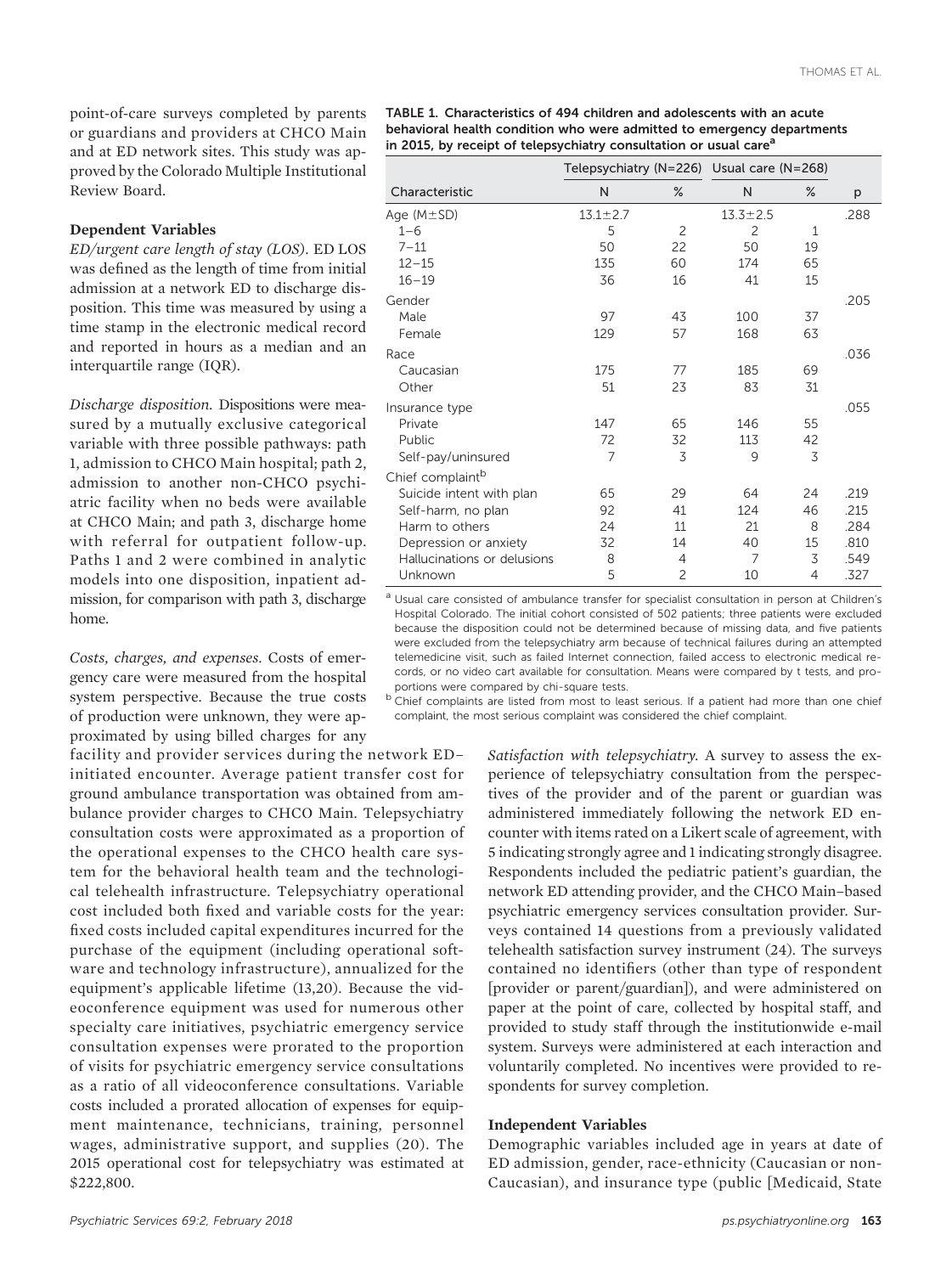point-of-care surveys completed by parents or guardians and providers at CHCO Main and at ED network sites. This study was approved by the Colorado Multiple Institutional Review Board.

### Dependent Variables

*ED/urgent care length of stay (LOS).* ED LOS was defined as the length of time from initial admission at a network ED to discharge disposition. This time was measured by using a time stamp in the electronic medical record and reported in hours as a median and an interquartile range (IQR).

*Discharge disposition.* Dispositions were measured by a mutually exclusive categorical variable with three possible pathways: path 1, admission to CHCO Main hospital; path 2, admission to another non-CHCO psychiatric facility when no beds were available at CHCO Main; and path 3, discharge home with referral for outpatient follow-up. Paths 1 and 2 were combined in analytic models into one disposition, inpatient admission, for comparison with path 3, discharge home.

*Costs, charges, and expenses.* Costs of emergency care were measured from the hospital system perspective. Because the true costs of production were unknown, they were approximated by using billed charges for any facility and provider services during the network ED–initiated encounter. Average patient transfer cost for ground ambulance transportation was obtained from ambulance provider charges to CHCO Main. Telepsychiatry consultation costs were approximated as a proportion of the operational expenses to the CHCO health care system for the behavioral health team and the technological telehealth infrastructure. Telepsychiatry operational cost included both fixed and variable costs for the year: fixed costs included capital expenditures incurred for the purchase of the equipment (including operational software and technology infrastructure), annualized for the equipment's applicable lifetime (13,20). Because the videoconference equipment was used for numerous other specialty care initiatives, psychiatric emergency service consultation expenses were prorated to the proportion of visits for psychiatric emergency service consultations as a ratio of all videoconference consultations. Variable costs included a prorated allocation of expenses for equipment maintenance, technicians, training, personnel wages, administrative support, and supplies (20). The 2015 operational cost for telepsychiatry was estimated at $222,800.

**TABLE 1. Characteristics of 494 children and adolescents with an acute behavioral health condition who were admitted to emergency departments in 2015, by receipt of telepsychiatry consultation or usual care[a]**

| | Telepsychiatry (N=226) | | Usual care (N=268) | | |
|---|---|---|---|---|---|
| Characteristic | N | % | N | % | p |
| Age (M±SD) | 13.1±2.7 | | 13.3±2.5 | | .288 |
| 1–6 | 5 | 2 | 2 | 1 | |
| 7–11 | 50 | 22 | 50 | 19 | |
| 12–15 | 135 | 60 | 174 | 65 | |
| 16–19 | 36 | 16 | 41 | 15 | |
| Gender | | | | | .205 |
| Male | 97 | 43 | 100 | 37 | |
| Female | 129 | 57 | 168 | 63 | |
| Race | | | | | .036 |
| Caucasian | 175 | 77 | 185 | 69 | |
| Other | 51 | 23 | 83 | 31 | |
| Insurance type | | | | | .055 |
| Private | 147 | 65 | 146 | 55 | |
| Public | 72 | 32 | 113 | 42 | |
| Self-pay/uninsured | 7 | 3 | 9 | 3 | |
| Chief complaint[b] | | | | | |
| Suicide intent with plan | 65 | 29 | 64 | 24 | .219 |
| Self-harm, no plan | 92 | 41 | 124 | 46 | .215 |
| Harm to others | 24 | 11 | 21 | 8 | .284 |
| Depression or anxiety | 32 | 14 | 40 | 15 | .810 |
| Hallucinations or delusions | 8 | 4 | 7 | 3 | .549 |
| Unknown | 5 | 2 | 10 | 4 | .327 |

[a] Usual care consisted of ambulance transfer for specialist consultation in person at Children's Hospital Colorado. The initial cohort consisted of 502 patients; three patients were excluded because the disposition could not be determined because of missing data, and five patients were excluded from the telepsychiatry arm because of technical failures during an attempted telemedicine visit, such as failed Internet connection, failed access to electronic medical records, or no video cart available for consultation. Means were compared by t tests, and proportions were compared by chi-square tests.

[b] Chief complaints are listed from most to least serious. If a patient had more than one chief complaint, the most serious complaint was considered the chief complaint.

*Satisfaction with telepsychiatry.* A survey to assess the experience of telepsychiatry consultation from the perspectives of the provider and of the parent or guardian was administered immediately following the network ED encounter with items rated on a Likert scale of agreement, with 5 indicating strongly agree and 1 indicating strongly disagree. Respondents included the pediatric patient's guardian, the network ED attending provider, and the CHCO Main–based psychiatric emergency services consultation provider. Surveys contained 14 questions from a previously validated telehealth satisfaction survey instrument (24). The surveys contained no identifiers (other than type of respondent [provider or parent/guardian]), and were administered on paper at the point of care, collected by hospital staff, and provided to study staff through the institutionwide e-mail system. Surveys were administered at each interaction and voluntarily completed. No incentives were provided to respondents for survey completion.

### Independent Variables

Demographic variables included age in years at date of ED admission, gender, race-ethnicity (Caucasian or non-Caucasian), and insurance type (public [Medicaid, State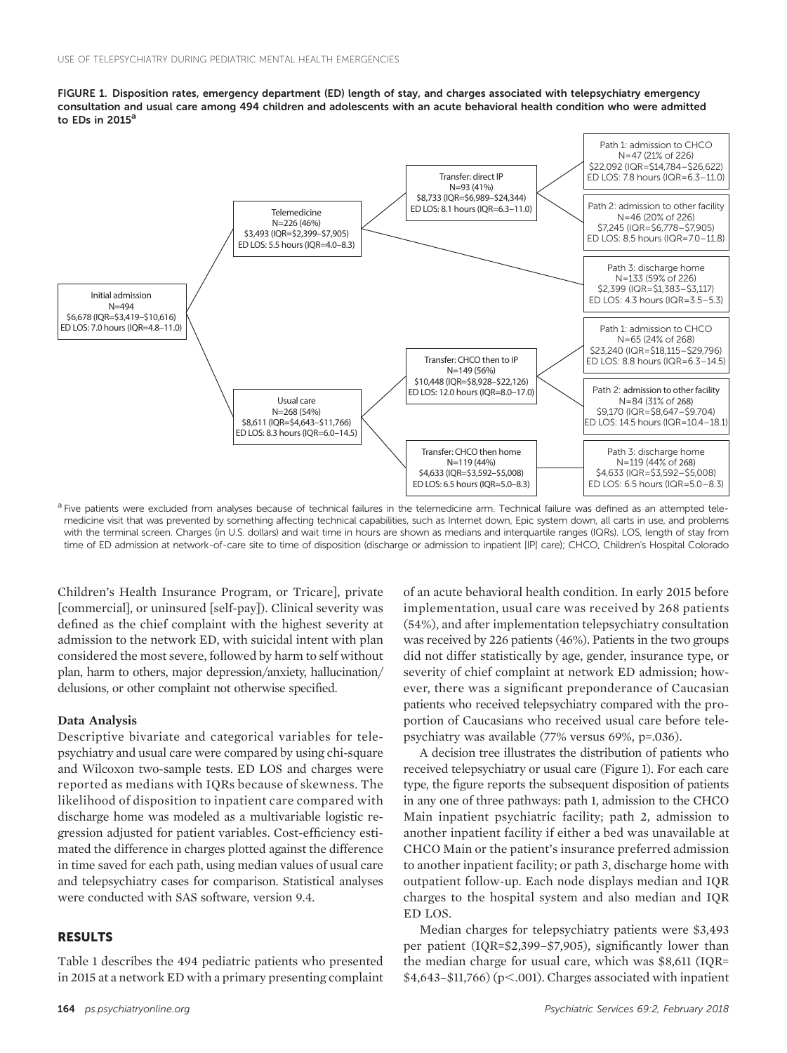**FIGURE 1. Disposition rates, emergency department (ED) length of stay, and charges associated with telepsychiatry emergency consultation and usual care among 494 children and adolescents with an acute behavioral health condition who were admitted to EDs in 2015[a]**

Initial admission
N=494
$6,678 (IQR=$3,419–$10,616)
ED LOS: 7.0 hours (IQR=4.8–11.0)

Telemedicine
N=226 (46%)
$3,493 (IQR=$2,399–$7,905)
ED LOS: 5.5 hours (IQR=4.0–8.3)

Transfer: direct IP
N=93 (41%)
$8,733 (IQR=$6,989–$24,344)
ED LOS: 8.1 hours (IQR=6.3–11.0)

Path 1: admission to CHCO
N=47 (21% of 226)
$22,092 (IQR=$14,784–$26,622)
ED LOS: 7.8 hours (IQR=6.3–11.0)

Path 2: admission to other facility
N=46 (20% of 226)
$7,245 (IQR=$6,778–$7,905)
ED LOS: 8.5 hours (IQR=7.0–11.8)

Path 3: discharge home
N=133 (59% of 226)
$2,399 (IQR=$1,383–$3,117)
ED LOS: 4.3 hours (IQR=3.5–5.3)

Usual care
N=268 (54%)
$8,611 (IQR=$4,643–$11,766)
ED LOS: 8.3 hours (IQR=6.0–14.5)

Transfer: CHCO then to IP
N=149 (56%)
$10,448 (IQR=$8,928–$22,126)
ED LOS: 12.0 hours (IQR=8.0–17.0)

Path 1: admission to CHCO
N=65 (24% of 268)
$23,240 (IQR=$18,115–$29,796)
ED LOS: 8.8 hours (IQR=6.3–14.5)

Path 2: admission to other facility
N=84 (31% of 268)
$9,170 (IQR=$8,647–$9,704)
ED LOS: 14.5 hours (IQR=10.4–18.1)

Transfer: CHCO then home
N=119 (44%)
$4,633 (IQR=$3,592–$5,008)
ED LOS: 6.5 hours (IQR=5.0–8.3)

Path 3: discharge home
N=119 (44% of 268)
$4,633 (IQR=$3,592–$5,008)
ED LOS: 6.5 hours (IQR=5.0–8.3)

[a] Five patients were excluded from analyses because of technical failures in the telemedicine arm. Technical failure was defined as an attempted telemedicine visit that was prevented by something affecting technical capabilities, such as Internet down, Epic system down, all carts in use, and problems with the terminal screen. Charges (in U.S. dollars) and wait time in hours are shown as medians and interquartile ranges (IQRs). LOS, length of stay from time of ED admission at network-of-care site to time of disposition (discharge or admission to inpatient [IP] care); CHCO, Children's Hospital Colorado

Children's Health Insurance Program, or Tricare], private [commercial], or uninsured [self-pay]). Clinical severity was defined as the chief complaint with the highest severity at admission to the network ED, with suicidal intent with plan considered the most severe, followed by harm to self without plan, harm to others, major depression/anxiety, hallucination/delusions, or other complaint not otherwise specified.

### Data Analysis

Descriptive bivariate and categorical variables for telepsychiatry and usual care were compared by using chi-square and Wilcoxon two-sample tests. ED LOS and charges were reported as medians with IQRs because of skewness. The likelihood of disposition to inpatient care compared with discharge home was modeled as a multivariable logistic regression adjusted for patient variables. Cost-efficiency estimated the difference in charges plotted against the difference in time saved for each path, using median values of usual care and telepsychiatry cases for comparison. Statistical analyses were conducted with SAS software, version 9.4.

## RESULTS

Table 1 describes the 494 pediatric patients who presented in 2015 at a network ED with a primary presenting complaint of an acute behavioral health condition. In early 2015 before implementation, usual care was received by 268 patients (54%), and after implementation telepsychiatry consultation was received by 226 patients (46%). Patients in the two groups did not differ statistically by age, gender, insurance type, or severity of chief complaint at network ED admission; however, there was a significant preponderance of Caucasian patients who received telepsychiatry compared with the proportion of Caucasians who received usual care before telepsychiatry was available (77% versus 69%, $p=.036$).

A decision tree illustrates the distribution of patients who received telepsychiatry or usual care (Figure 1). For each care type, the figure reports the subsequent disposition of patients in any one of three pathways: path 1, admission to the CHCO Main inpatient psychiatric facility; path 2, admission to another inpatient facility if either a bed was unavailable at CHCO Main or the patient's insurance preferred admission to another inpatient facility; or path 3, discharge home with outpatient follow-up. Each node displays median and IQR charges to the hospital system and also median and IQR ED LOS.

Median charges for telepsychiatry patients were $3,493 per patient (IQR=$2,399–$7,905), significantly lower than the median charge for usual care, which was $8,611 (IQR=$4,643–$11,766) ($p<.001$). Charges associated with inpatient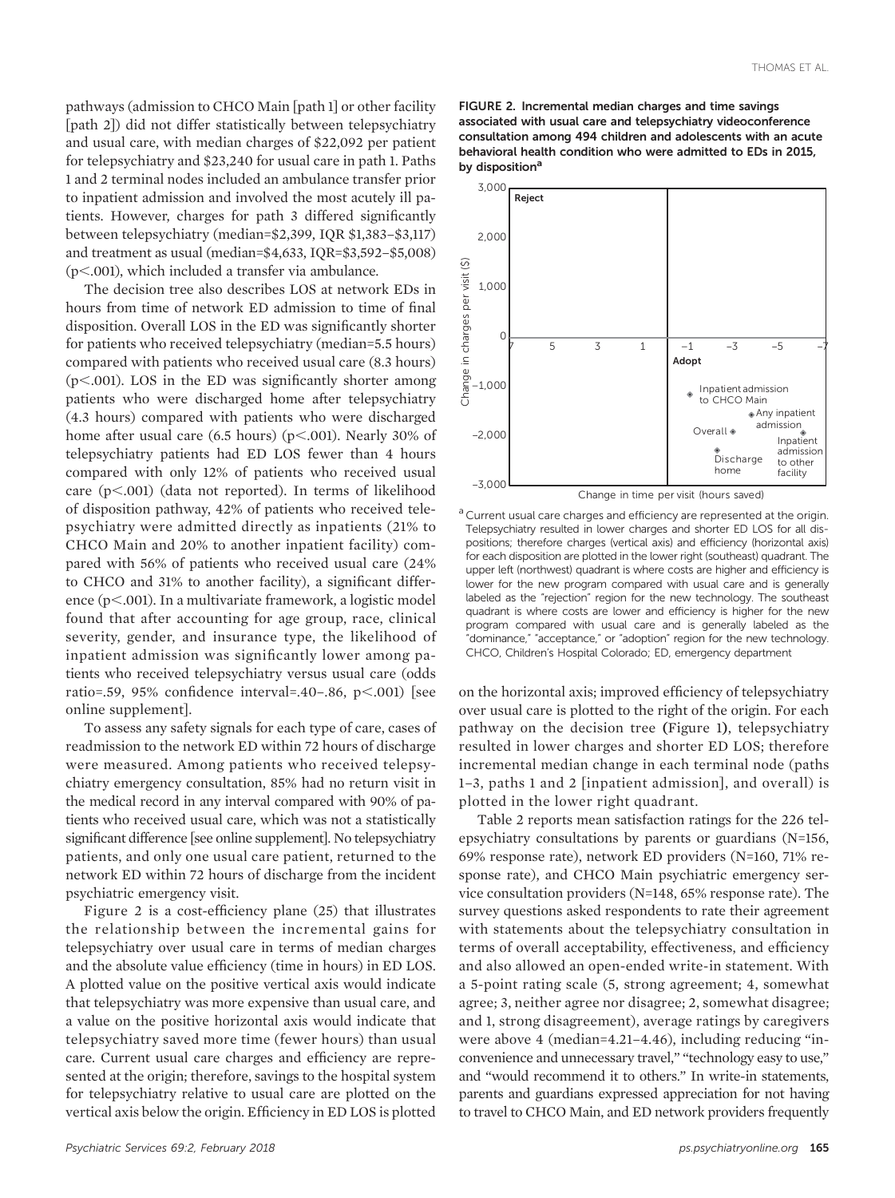pathways (admission to CHCO Main [path 1] or other facility [path 2]) did not differ statistically between telepsychiatry and usual care, with median charges of $22,092 per patient for telepsychiatry and $23,240 for usual care in path 1. Paths 1 and 2 terminal nodes included an ambulance transfer prior to inpatient admission and involved the most acutely ill patients. However, charges for path 3 differed significantly between telepsychiatry (median=$2,399, IQR $1,383–$3,117) and treatment as usual (median=$4,633, IQR=$3,592–$5,008) ($p<.001$), which included a transfer via ambulance.

The decision tree also describes LOS at network EDs in hours from time of network ED admission to time of final disposition. Overall LOS in the ED was significantly shorter for patients who received telepsychiatry (median=5.5 hours) compared with patients who received usual care (8.3 hours) ($p<.001$). LOS in the ED was significantly shorter among patients who were discharged home after telepsychiatry (4.3 hours) compared with patients who were discharged home after usual care (6.5 hours) ($p<.001$). Nearly 30% of telepsychiatry patients had ED LOS fewer than 4 hours compared with only 12% of patients who received usual care ($p<.001$) (data not reported). In terms of likelihood of disposition pathway, 42% of patients who received telepsychiatry were admitted directly as inpatients (21% to CHCO Main and 20% to another inpatient facility) compared with 56% of patients who received usual care (24% to CHCO and 31% to another facility), a significant difference ($p<.001$). In a multivariate framework, a logistic model found that after accounting for age group, race, clinical severity, gender, and insurance type, the likelihood of inpatient admission was significantly lower among patients who received telepsychiatry versus usual care (odds ratio=.59, 95% confidence interval=.40–.86, $p<.001$) [see online supplement].

To assess any safety signals for each type of care, cases of readmission to the network ED within 72 hours of discharge were measured. Among patients who received telepsychiatry emergency consultation, 85% had no return visit in the medical record in any interval compared with 90% of patients who received usual care, which was not a statistically significant difference [see online supplement]. No telepsychiatry patients, and only one usual care patient, returned to the network ED within 72 hours of discharge from the incident psychiatric emergency visit.

Figure 2 is a cost-efficiency plane (25) that illustrates the relationship between the incremental gains for telepsychiatry over usual care in terms of median charges and the absolute value efficiency (time in hours) in ED LOS. A plotted value on the positive vertical axis would indicate that telepsychiatry was more expensive than usual care, and a value on the positive horizontal axis would indicate that telepsychiatry saved more time (fewer hours) than usual care. Current usual care charges and efficiency are represented at the origin; therefore, savings to the hospital system for telepsychiatry relative to usual care are plotted on the vertical axis below the origin. Efficiency in ED LOS is plotted on the horizontal axis; improved efficiency of telepsychiatry over usual care is plotted to the right of the origin. For each pathway on the decision tree (Figure 1), telepsychiatry resulted in lower charges and shorter ED LOS; therefore incremental median change in each terminal node (paths 1–3, paths 1 and 2 [inpatient admission], and overall) is plotted in the lower right quadrant.

**FIGURE 2. Incremental median charges and time savings associated with usual care and telepsychiatry videoconference consultation among 494 children and adolescents with an acute behavioral health condition who were admitted to EDs in 2015, by disposition[a]**

[a] Current usual care charges and efficiency are represented at the origin. Telepsychiatry resulted in lower charges and shorter ED LOS for all dispositions; therefore charges (vertical axis) and efficiency (horizontal axis) for each disposition are plotted in the lower right (southeast) quadrant. The upper left (northwest) quadrant is where costs are higher and efficiency is lower for the new program compared with usual care and is generally labeled as the "rejection" region for the new technology. The southeast quadrant is where costs are lower and efficiency is higher for the new program compared with usual care and is generally labeled as the "dominance," "acceptance," or "adoption" region for the new technology. CHCO, Children's Hospital Colorado; ED, emergency department

Table 2 reports mean satisfaction ratings for the 226 telepsychiatry consultations by parents or guardians (N=156, 69% response rate), network ED providers (N=160, 71% response rate), and CHCO Main psychiatric emergency service consultation providers (N=148, 65% response rate). The survey questions asked respondents to rate their agreement with statements about the telepsychiatry consultation in terms of overall acceptability, effectiveness, and efficiency and also allowed an open-ended write-in statement. With a 5-point rating scale (5, strong agreement; 4, somewhat agree; 3, neither agree nor disagree; 2, somewhat disagree; and 1, strong disagreement), average ratings by caregivers were above 4 (median=4.21–4.46), including reducing "inconvenience and unnecessary travel," "technology easy to use," and "would recommend it to others." In write-in statements, parents and guardians expressed appreciation for not having to travel to CHCO Main, and ED network providers frequently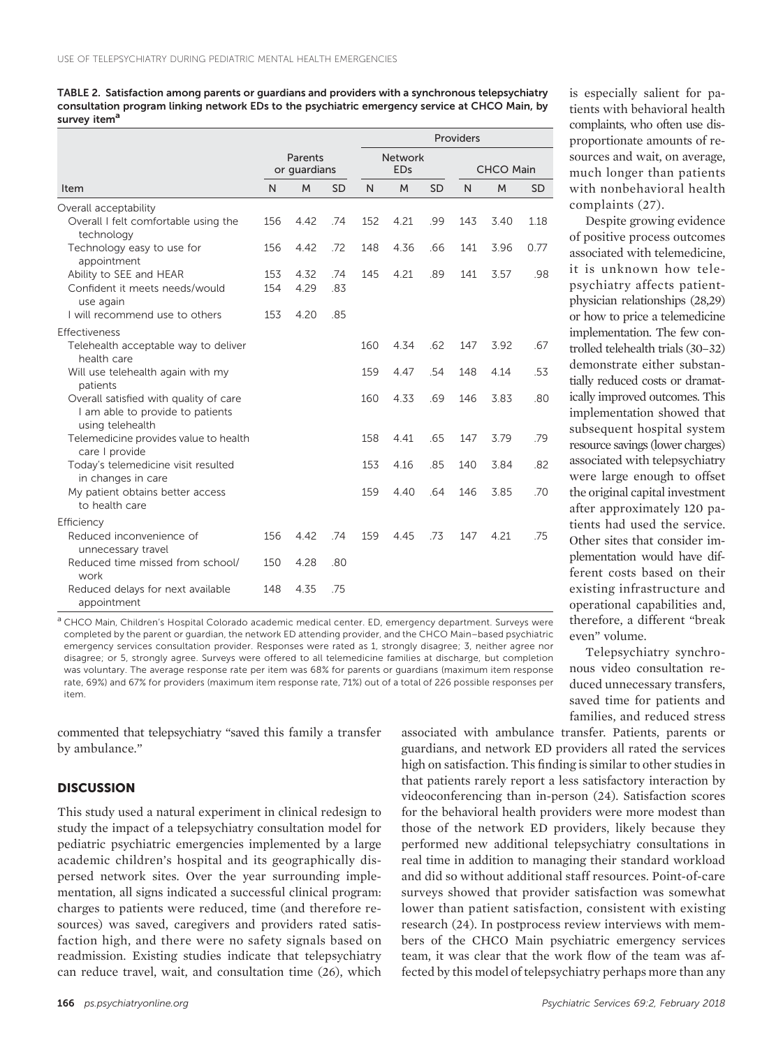TABLE 2. Satisfaction among parents or guardians and providers with a synchronous telepsychiatry consultation program linking network EDs to the psychiatric emergency service at CHCO Main, by survey item[a]

| | Parents or guardians | | | Providers | | | | | |
|---|---|---|---|---|---|---|---|---|---|
| | | | | Network EDs | | | CHCO Main | | |
| Item | N | M | SD | N | M | SD | N | M | SD |
| Overall acceptability | | | | | | | | | |
| Overall I felt comfortable using the technology | 156 | 4.42 | .74 | 152 | 4.21 | .99 | 143 | 3.40 | 1.18 |
| Technology easy to use for appointment | 156 | 4.42 | .72 | 148 | 4.36 | .66 | 141 | 3.96 | 0.77 |
| Ability to SEE and HEAR | 153 | 4.32 | .74 | 145 | 4.21 | .89 | 141 | 3.57 | .98 |
| Confident it meets needs/would use again | 154 | 4.29 | .83 | | | | | | |
| I will recommend use to others | 153 | 4.20 | .85 | | | | | | |
| Effectiveness | | | | | | | | | |
| Telehealth acceptable way to deliver health care | | | | 160 | 4.34 | .62 | 147 | 3.92 | .67 |
| Will use telehealth again with my patients | | | | 159 | 4.47 | .54 | 148 | 4.14 | .53 |
| Overall satisfied with quality of care I am able to provide to patients using telehealth | | | | 160 | 4.33 | .69 | 146 | 3.83 | .80 |
| Telemedicine provides value to health care I provide | | | | 158 | 4.41 | .65 | 147 | 3.79 | .79 |
| Today's telemedicine visit resulted in changes in care | | | | 153 | 4.16 | .85 | 140 | 3.84 | .82 |
| My patient obtains better access to health care | | | | 159 | 4.40 | .64 | 146 | 3.85 | .70 |
| Efficiency | | | | | | | | | |
| Reduced inconvenience of unnecessary travel | 156 | 4.42 | .74 | 159 | 4.45 | .73 | 147 | 4.21 | .75 |
| Reduced time missed from school/work | 150 | 4.28 | .80 | | | | | | |
| Reduced delays for next available appointment | 148 | 4.35 | .75 | | | | | | |

[a] CHCO Main, Children's Hospital Colorado academic medical center. ED, emergency department. Surveys were completed by the parent or guardian, the network ED attending provider, and the CHCO Main–based psychiatric emergency services consultation provider. Responses were rated as 1, strongly disagree; 3, neither agree nor disagree; or 5, strongly agree. Surveys were offered to all telemedicine families at discharge, but completion was voluntary. The average response rate per item was 68% for parents or guardians (maximum item response rate, 69%) and 67% for providers (maximum item response rate, 71%) out of a total of 226 possible responses per item.

commented that telepsychiatry "saved this family a transfer by ambulance."

## DISCUSSION

This study used a natural experiment in clinical redesign to study the impact of a telepsychiatry consultation model for pediatric psychiatric emergencies implemented by a large academic children's hospital and its geographically dispersed network sites. Over the year surrounding implementation, all signs indicated a successful clinical program: charges to patients were reduced, time (and therefore resources) was saved, caregivers and providers rated satisfaction high, and there were no safety signals based on readmission. Existing studies indicate that telepsychiatry can reduce travel, wait, and consultation time (26), which is especially salient for patients with behavioral health complaints, who often use disproportionate amounts of resources and wait, on average, much longer than patients with nonbehavioral health complaints (27).

Despite growing evidence of positive process outcomes associated with telemedicine, it is unknown how telepsychiatry affects patient-physician relationships (28,29) or how to price a telemedicine implementation. The few controlled telehealth trials (30–32) demonstrate either substantially reduced costs or dramatically improved outcomes. This implementation showed that subsequent hospital system resource savings (lower charges) associated with telepsychiatry were large enough to offset the original capital investment after approximately 120 patients had used the service. Other sites that consider implementation would have different costs based on their existing infrastructure and operational capabilities and, therefore, a different "break even" volume.

Telepsychiatry synchronous video consultation reduced unnecessary transfers, saved time for patients and families, and reduced stress associated with ambulance transfer. Patients, parents or guardians, and network ED providers all rated the services high on satisfaction. This finding is similar to other studies in that patients rarely report a less satisfactory interaction by videoconferencing than in-person (24). Satisfaction scores for the behavioral health providers were more modest than those of the network ED providers, likely because they performed new additional telepsychiatry consultations in real time in addition to managing their standard workload and did so without additional staff resources. Point-of-care surveys showed that provider satisfaction was somewhat lower than patient satisfaction, consistent with existing research (24). In postprocess review interviews with members of the CHCO Main psychiatric emergency services team, it was clear that the work flow of the team was affected by this model of telepsychiatry perhaps more than any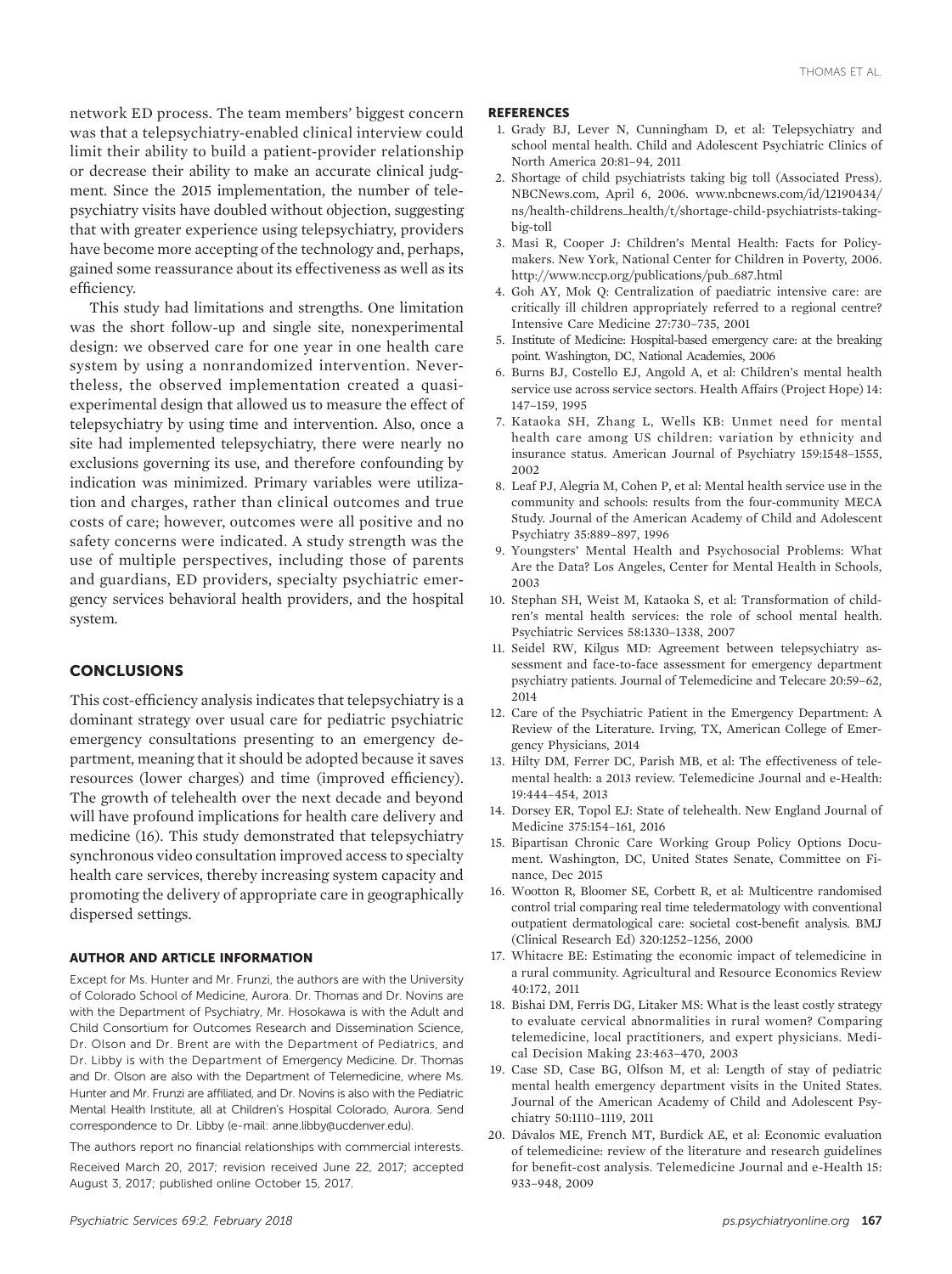network ED process. The team members' biggest concern was that a telepsychiatry-enabled clinical interview could limit their ability to build a patient-provider relationship or decrease their ability to make an accurate clinical judgment. Since the 2015 implementation, the number of telepsychiatry visits have doubled without objection, suggesting that with greater experience using telepsychiatry, providers have become more accepting of the technology and, perhaps, gained some reassurance about its effectiveness as well as its efficiency.

This study had limitations and strengths. One limitation was the short follow-up and single site, nonexperimental design: we observed care for one year in one health care system by using a nonrandomized intervention. Nevertheless, the observed implementation created a quasi-experimental design that allowed us to measure the effect of telepsychiatry by using time and intervention. Also, once a site had implemented telepsychiatry, there were nearly no exclusions governing its use, and therefore confounding by indication was minimized. Primary variables were utilization and charges, rather than clinical outcomes and true costs of care; however, outcomes were all positive and no safety concerns were indicated. A study strength was the use of multiple perspectives, including those of parents and guardians, ED providers, specialty psychiatric emergency services behavioral health providers, and the hospital system.

## CONCLUSIONS

This cost-efficiency analysis indicates that telepsychiatry is a dominant strategy over usual care for pediatric psychiatric emergency consultations presenting to an emergency department, meaning that it should be adopted because it saves resources (lower charges) and time (improved efficiency). The growth of telehealth over the next decade and beyond will have profound implications for health care delivery and medicine (16). This study demonstrated that telepsychiatry synchronous video consultation improved access to specialty health care services, thereby increasing system capacity and promoting the delivery of appropriate care in geographically dispersed settings.

### AUTHOR AND ARTICLE INFORMATION

Except for Ms. Hunter and Mr. Frunzi, the authors are with the University of Colorado School of Medicine, Aurora. Dr. Thomas and Dr. Novins are with the Department of Psychiatry, Mr. Hosokawa is with the Adult and Child Consortium for Outcomes Research and Dissemination Science, Dr. Olson and Dr. Brent are with the Department of Pediatrics, and Dr. Libby is with the Department of Emergency Medicine. Dr. Thomas and Dr. Olson are also with the Department of Telemedicine, where Ms. Hunter and Mr. Frunzi are affiliated, and Dr. Novins is also with the Pediatric Mental Health Institute, all at Children's Hospital Colorado, Aurora. Send correspondence to Dr. Libby (e-mail: anne.libby@ucdenver.edu).

The authors report no financial relationships with commercial interests.

Received March 20, 2017; revision received June 22, 2017; accepted August 3, 2017; published online October 15, 2017.

## REFERENCES

1. Grady BJ, Lever N, Cunningham D, et al: Telepsychiatry and school mental health. Child and Adolescent Psychiatric Clinics of North America 20:81–94, 2011
2. Shortage of child psychiatrists taking big toll (Associated Press). NBCNews.com, April 6, 2006. www.nbcnews.com/id/12190434/ns/health-childrens_health/t/shortage-child-psychiatrists-taking-big-toll
3. Masi R, Cooper J: Children's Mental Health: Facts for Policymakers. New York, National Center for Children in Poverty, 2006. http://www.nccp.org/publications/pub_687.html
4. Goh AY, Mok Q: Centralization of paediatric intensive care: are critically ill children appropriately referred to a regional centre? Intensive Care Medicine 27:730–735, 2001
5. Institute of Medicine: Hospital-based emergency care: at the breaking point. Washington, DC, National Academies, 2006
6. Burns BJ, Costello EJ, Angold A, et al: Children's mental health service use across service sectors. Health Affairs (Project Hope) 14: 147–159, 1995
7. Kataoka SH, Zhang L, Wells KB: Unmet need for mental health care among US children: variation by ethnicity and insurance status. American Journal of Psychiatry 159:1548–1555, 2002
8. Leaf PJ, Alegria M, Cohen P, et al: Mental health service use in the community and schools: results from the four-community MECA Study. Journal of the American Academy of Child and Adolescent Psychiatry 35:889–897, 1996
9. Youngsters' Mental Health and Psychosocial Problems: What Are the Data? Los Angeles, Center for Mental Health in Schools, 2003
10. Stephan SH, Weist M, Kataoka S, et al: Transformation of children's mental health services: the role of school mental health. Psychiatric Services 58:1330–1338, 2007
11. Seidel RW, Kilgus MD: Agreement between telepsychiatry assessment and face-to-face assessment for emergency department psychiatry patients. Journal of Telemedicine and Telecare 20:59–62, 2014
12. Care of the Psychiatric Patient in the Emergency Department: A Review of the Literature. Irving, TX, American College of Emergency Physicians, 2014
13. Hilty DM, Ferrer DC, Parish MB, et al: The effectiveness of telemental health: a 2013 review. Telemedicine Journal and e-Health: 19:444–454, 2013
14. Dorsey ER, Topol EJ: State of telehealth. New England Journal of Medicine 375:154–161, 2016
15. Bipartisan Chronic Care Working Group Policy Options Document. Washington, DC, United States Senate, Committee on Finance, Dec 2015
16. Wootton R, Bloomer SE, Corbett R, et al: Multicentre randomised control trial comparing real time teledermatology with conventional outpatient dermatological care: societal cost-benefit analysis. BMJ (Clinical Research Ed) 320:1252–1256, 2000
17. Whitacre BE: Estimating the economic impact of telemedicine in a rural community. Agricultural and Resource Economics Review 40:172, 2011
18. Bishai DM, Ferris DG, Litaker MS: What is the least costly strategy to evaluate cervical abnormalities in rural women? Comparing telemedicine, local practitioners, and expert physicians. Medical Decision Making 23:463–470, 2003
19. Case SD, Case BG, Olfson M, et al: Length of stay of pediatric mental health emergency department visits in the United States. Journal of the American Academy of Child and Adolescent Psychiatry 50:1110–1119, 2011
20. Dávalos ME, French MT, Burdick AE, et al: Economic evaluation of telemedicine: review of the literature and research guidelines for benefit-cost analysis. Telemedicine Journal and e-Health 15: 933–948, 2009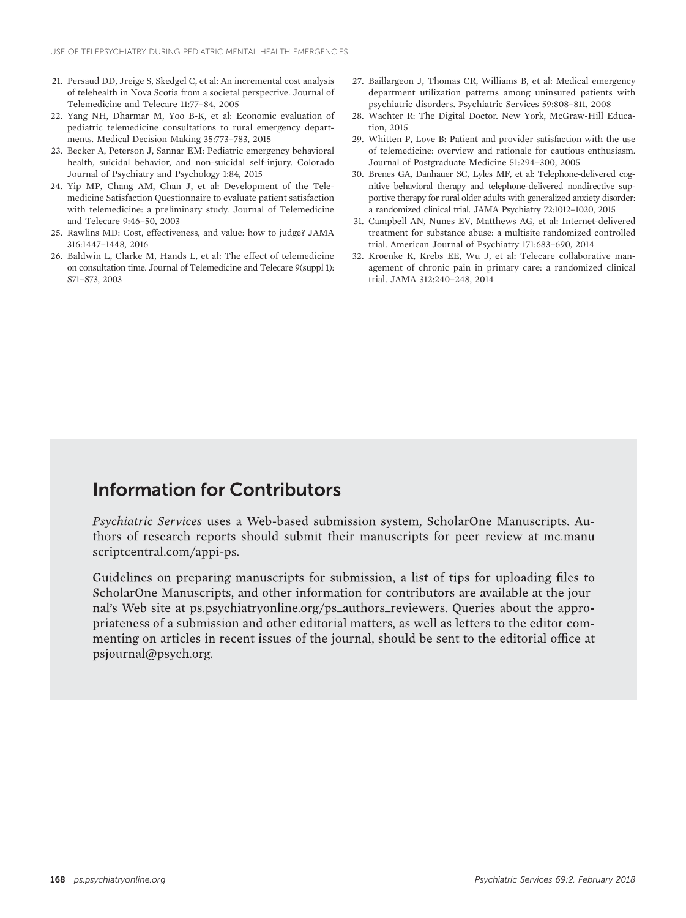21. Persaud DD, Jreige S, Skedgel C, et al: An incremental cost analysis of telehealth in Nova Scotia from a societal perspective. Journal of Telemedicine and Telecare 11:77–84, 2005
22. Yang NH, Dharmar M, Yoo B-K, et al: Economic evaluation of pediatric telemedicine consultations to rural emergency departments. Medical Decision Making 35:773–783, 2015
23. Becker A, Peterson J, Sannar EM: Pediatric emergency behavioral health, suicidal behavior, and non-suicidal self-injury. Colorado Journal of Psychiatry and Psychology 1:84, 2015
24. Yip MP, Chang AM, Chan J, et al: Development of the Telemedicine Satisfaction Questionnaire to evaluate patient satisfaction with telemedicine: a preliminary study. Journal of Telemedicine and Telecare 9:46–50, 2003
25. Rawlins MD: Cost, effectiveness, and value: how to judge? JAMA 316:1447–1448, 2016
26. Baldwin L, Clarke M, Hands L, et al: The effect of telemedicine on consultation time. Journal of Telemedicine and Telecare 9(suppl 1): S71–S73, 2003
27. Baillargeon J, Thomas CR, Williams B, et al: Medical emergency department utilization patterns among uninsured patients with psychiatric disorders. Psychiatric Services 59:808–811, 2008
28. Wachter R: The Digital Doctor. New York, McGraw-Hill Education, 2015
29. Whitten P, Love B: Patient and provider satisfaction with the use of telemedicine: overview and rationale for cautious enthusiasm. Journal of Postgraduate Medicine 51:294–300, 2005
30. Brenes GA, Danhauer SC, Lyles MF, et al: Telephone-delivered cognitive behavioral therapy and telephone-delivered nondirective supportive therapy for rural older adults with generalized anxiety disorder: a randomized clinical trial. JAMA Psychiatry 72:1012–1020, 2015
31. Campbell AN, Nunes EV, Matthews AG, et al: Internet-delivered treatment for substance abuse: a multisite randomized controlled trial. American Journal of Psychiatry 171:683–690, 2014
32. Kroenke K, Krebs EE, Wu J, et al: Telecare collaborative management of chronic pain in primary care: a randomized clinical trial. JAMA 312:240–248, 2014

## Information for Contributors

*Psychiatric Services* uses a Web-based submission system, ScholarOne Manuscripts. Authors of research reports should submit their manuscripts for peer review at mc.manuscriptcentral.com/appi-ps.

Guidelines on preparing manuscripts for submission, a list of tips for uploading files to ScholarOne Manuscripts, and other information for contributors are available at the journal's Web site at ps.psychiatryonline.org/ps_authors_reviewers. Queries about the appropriateness of a submission and other editorial matters, as well as letters to the editor commenting on articles in recent issues of the journal, should be sent to the editorial office at psjournal@psych.org.